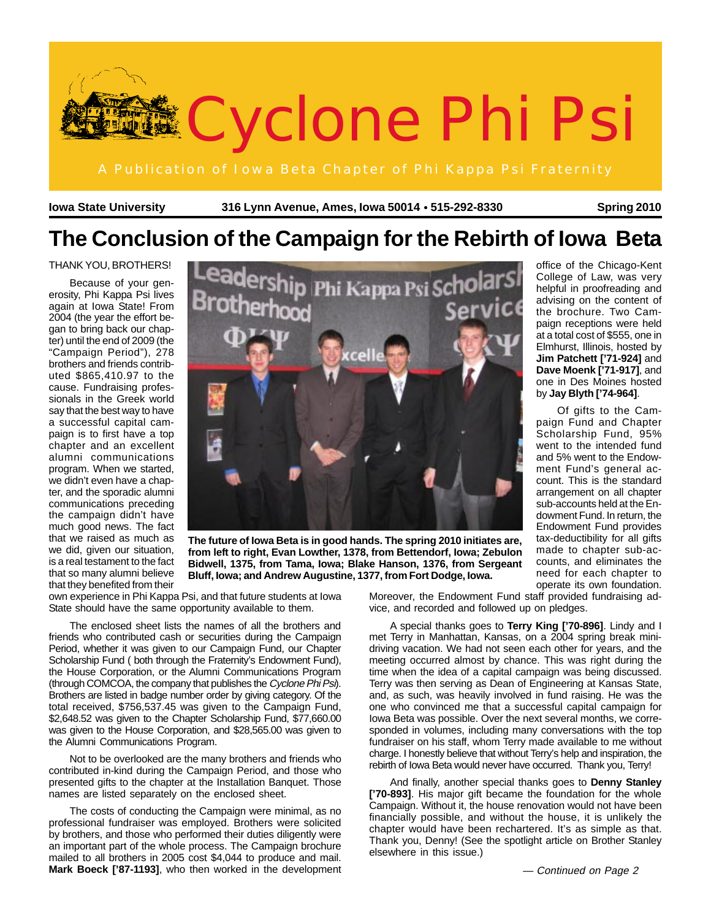# Cyclone Phi Psi

A Publication of Iowa Beta Chapter of Phi Kappa Psi Fraternity

**Iowa State University** **316 Lynn Avenue, Ames, Iowa 50014 • 515-292-8330** **Spring 2010**

## The Conclusion of the Campaign for the Rebirth of Iowa Beta

THANK YOU, BROTHERS!

Because of your generosity, Phi Kappa Psi lives again at Iowa State! From 2004 (the year the effort began to bring back our chapter) until the end of 2009 (the "Campaign Period"), 278 brothers and friends contributed $865,410.97 to the cause. Fundraising professionals in the Greek world say that the best way to have a successful capital campaign is to first have a top chapter and an excellent alumni communications program. When we started, we didn't even have a chapter, and the sporadic alumni communications preceding the campaign didn't have much good news. The fact that we raised as much as we did, given our situation, is a real testament to the fact that so many alumni believe that they benefited from their own experience in Phi Kappa Psi, and that future students at Iowa State should have the same opportunity available to them.

**The future of Iowa Beta is in good hands. The spring 2010 initiates are, from left to right, Evan Lowther, 1378, from Bettendorf, Iowa; Zebulon Bidwell, 1375, from Tama, Iowa; Blake Hanson, 1376, from Sergeant Bluff, Iowa; and Andrew Augustine, 1377, from Fort Dodge, Iowa.**

The enclosed sheet lists the names of all the brothers and friends who contributed cash or securities during the Campaign Period, whether it was given to our Campaign Fund, our Chapter Scholarship Fund ( both through the Fraternity's Endowment Fund), the House Corporation, or the Alumni Communications Program (through COMCOA, the company that publishes the *Cyclone Phi Psi*). Brothers are listed in badge number order by giving category. Of the total received, $756,537.45 was given to the Campaign Fund, $2,648.52 was given to the Chapter Scholarship Fund, $77,660.00 was given to the House Corporation, and $28,565.00 was given to the Alumni Communications Program.

Not to be overlooked are the many brothers and friends who contributed in-kind during the Campaign Period, and those who presented gifts to the chapter at the Installation Banquet. Those names are listed separately on the enclosed sheet.

The costs of conducting the Campaign were minimal, as no professional fundraiser was employed. Brothers were solicited by brothers, and those who performed their duties diligently were an important part of the whole process. The Campaign brochure mailed to all brothers in 2005 cost $4,044 to produce and mail. **Mark Boeck ['87-1193]**, who then worked in the development office of the Chicago-Kent College of Law, was very helpful in proofreading and advising on the content of the brochure. Two Campaign receptions were held at a total cost of $555, one in Elmhurst, Illinois, hosted by **Jim Patchett ['71-924]** and **Dave Moenk ['71-917]**, and one in Des Moines hosted by **Jay Blyth ['74-964]**.

Of gifts to the Campaign Fund and Chapter Scholarship Fund, 95% went to the intended fund and 5% went to the Endowment Fund's general account. This is the standard arrangement on all chapter sub-accounts held at the Endowment Fund. In return, the Endowment Fund provides tax-deductibility for all gifts made to chapter sub-accounts, and eliminates the need for each chapter to operate its own foundation. Moreover, the Endowment Fund staff provided fundraising advice, and recorded and followed up on pledges.

A special thanks goes to **Terry King ['70-896]**. Lindy and I met Terry in Manhattan, Kansas, on a 2004 spring break minidriving vacation. We had not seen each other for years, and the meeting occurred almost by chance. This was right during the time when the idea of a capital campaign was being discussed. Terry was then serving as Dean of Engineering at Kansas State, and, as such, was heavily involved in fund raising. He was the one who convinced me that a successful capital campaign for Iowa Beta was possible. Over the next several months, we corresponded in volumes, including many conversations with the top fundraiser on his staff, whom Terry made available to me without charge. I honestly believe that without Terry's help and inspiration, the rebirth of Iowa Beta would never have occurred. Thank you, Terry!

And finally, another special thanks goes to **Denny Stanley ['70-893]**. His major gift became the foundation for the whole Campaign. Without it, the house renovation would not have been financially possible, and without the house, it is unlikely the chapter would have been rechartered. It's as simple as that. Thank you, Denny! (See the spotlight article on Brother Stanley elsewhere in this issue.)

*— Continued on Page 2*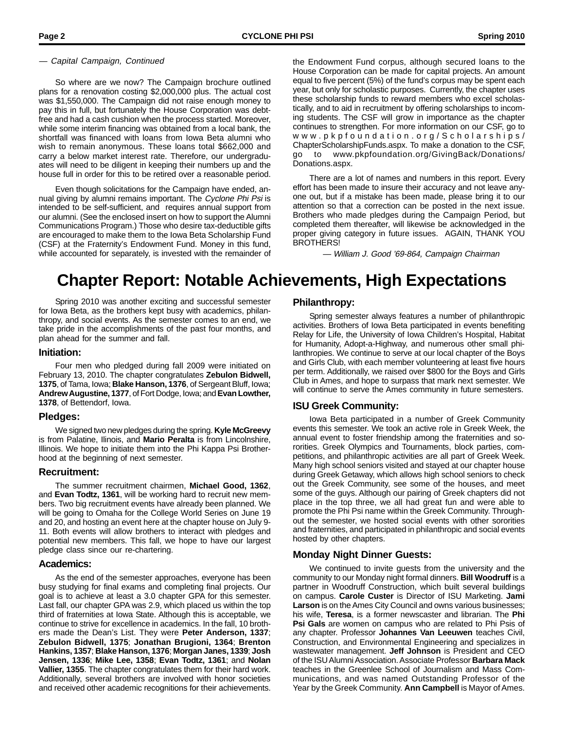— *Capital Campaign, Continued*

So where are we now? The Campaign brochure outlined plans for a renovation costing $2,000,000 plus. The actual cost was $1,550,000. The Campaign did not raise enough money to pay this in full, but fortunately the House Corporation was debt-free and had a cash cushion when the process started. Moreover, while some interim financing was obtained from a local bank, the shortfall was financed with loans from Iowa Beta alumni who wish to remain anonymous. These loans total $662,000 and carry a below market interest rate. Therefore, our undergraduates will need to be diligent in keeping their numbers up and the house full in order for this to be retired over a reasonable period.

Even though solicitations for the Campaign have ended, annual giving by alumni remains important. The *Cyclone Phi Psi* is intended to be self-sufficient, and requires annual support from our alumni. (See the enclosed insert on how to support the Alumni Communications Program.) Those who desire tax-deductible gifts are encouraged to make them to the Iowa Beta Scholarship Fund (CSF) at the Fraternity's Endowment Fund. Money in this fund, while accounted for separately, is invested with the remainder of the Endowment Fund corpus, although secured loans to the House Corporation can be made for capital projects. An amount equal to five percent (5%) of the fund's corpus may be spent each year, but only for scholastic purposes. Currently, the chapter uses these scholarship funds to reward members who excel scholastically, and to aid in recruitment by offering scholarships to incoming students. The CSF will grow in importance as the chapter continues to strengthen. For more information on our CSF, go to www.pkpfoundation.org/Scholarships/ChapterScholarshipFunds.aspx. To make a donation to the CSF, go to www.pkpfoundation.org/GivingBack/Donations/Donations.aspx.

There are a lot of names and numbers in this report. Every effort has been made to insure their accuracy and not leave anyone out, but if a mistake has been made, please bring it to our attention so that a correction can be posted in the next issue. Brothers who made pledges during the Campaign Period, but completed them thereafter, will likewise be acknowledged in the proper giving category in future issues. AGAIN, THANK YOU BROTHERS!

— *William J. Good '69-864, Campaign Chairman*

# Chapter Report: Notable Achievements, High Expectations

Spring 2010 was another exciting and successful semester for Iowa Beta, as the brothers kept busy with academics, philanthropy, and social events. As the semester comes to an end, we take pride in the accomplishments of the past four months, and plan ahead for the summer and fall.

### Initiation:

Four men who pledged during fall 2009 were initiated on February 13, 2010. The chapter congratulates **Zebulon Bidwell, 1375**, of Tama, Iowa; **Blake Hanson, 1376**, of Sergeant Bluff, Iowa; **Andrew Augustine, 1377**, of Fort Dodge, Iowa; and **Evan Lowther, 1378**, of Bettendorf, Iowa.

### Pledges:

We signed two new pledges during the spring. **Kyle McGreevy** is from Palatine, Ilinois, and **Mario Peralta** is from Lincolnshire, Illinois. We hope to initiate them into the Phi Kappa Psi Brotherhood at the beginning of next semester.

### Recruitment:

The summer recruitment chairmen, **Michael Good, 1362**, and **Evan Todtz, 1361**, will be working hard to recruit new members. Two big recruitment events have already been planned. We will be going to Omaha for the College World Series on June 19 and 20, and hosting an event here at the chapter house on July 9-11. Both events will allow brothers to interact with pledges and potential new members. This fall, we hope to have our largest pledge class since our re-chartering.

### Academics:

As the end of the semester approaches, everyone has been busy studying for final exams and completing final projects. Our goal is to achieve at least a 3.0 chapter GPA for this semester. Last fall, our chapter GPA was 2.9, which placed us within the top third of fraternities at Iowa State. Although this is acceptable, we continue to strive for excellence in academics. In the fall, 10 brothers made the Dean's List. They were **Peter Anderson, 1337**; **Zebulon Bidwell, 1375**; **Jonathan Brugioni, 1364**; **Brenton Hankins, 1357**; **Blake Hanson, 1376**; **Morgan Janes, 1339**; **Josh Jensen, 1336**; **Mike Lee, 1358**; **Evan Todtz, 1361**; and **Nolan Vallier, 1355**. The chapter congratulates them for their hard work. Additionally, several brothers are involved with honor societies and received other academic recognitions for their achievements.

### Philanthropy:

Spring semester always features a number of philanthropic activities. Brothers of Iowa Beta participated in events benefiting Relay for Life, the University of Iowa Children's Hospital, Habitat for Humanity, Adopt-a-Highway, and numerous other small philanthropies. We continue to serve at our local chapter of the Boys and Girls Club, with each member volunteering at least five hours per term. Additionally, we raised over $800 for the Boys and Girls Club in Ames, and hope to surpass that mark next semester. We will continue to serve the Ames community in future semesters.

### ISU Greek Community:

Iowa Beta participated in a number of Greek Community events this semester. We took an active role in Greek Week, the annual event to foster friendship among the fraternities and sororities. Greek Olympics and Tournaments, block parties, competitions, and philanthropic activities are all part of Greek Week. Many high school seniors visited and stayed at our chapter house during Greek Getaway, which allows high school seniors to check out the Greek Community, see some of the houses, and meet some of the guys. Although our pairing of Greek chapters did not place in the top three, we all had great fun and were able to promote the Phi Psi name within the Greek Community. Throughout the semester, we hosted social events with other sororities and fraternities, and participated in philanthropic and social events hosted by other chapters.

### Monday Night Dinner Guests:

We continued to invite guests from the university and the community to our Monday night formal dinners. **Bill Woodruff** is a partner in Woodruff Construction, which built several buildings on campus. **Carole Custer** is Director of ISU Marketing. **Jami Larson** is on the Ames City Council and owns various businesses; his wife, **Teresa**, is a former newscaster and librarian. The **Phi Psi Gals** are women on campus who are related to Phi Psis of any chapter. Professor **Johannes Van Leeuwen** teaches Civil, Construction, and Environmental Engineering and specializes in wastewater management. **Jeff Johnson** is President and CEO of the ISU Alumni Association. Associate Professor **Barbara Mack** teaches in the Greenlee School of Journalism and Mass Communications, and was named Outstanding Professor of the Year by the Greek Community. **Ann Campbell** is Mayor of Ames.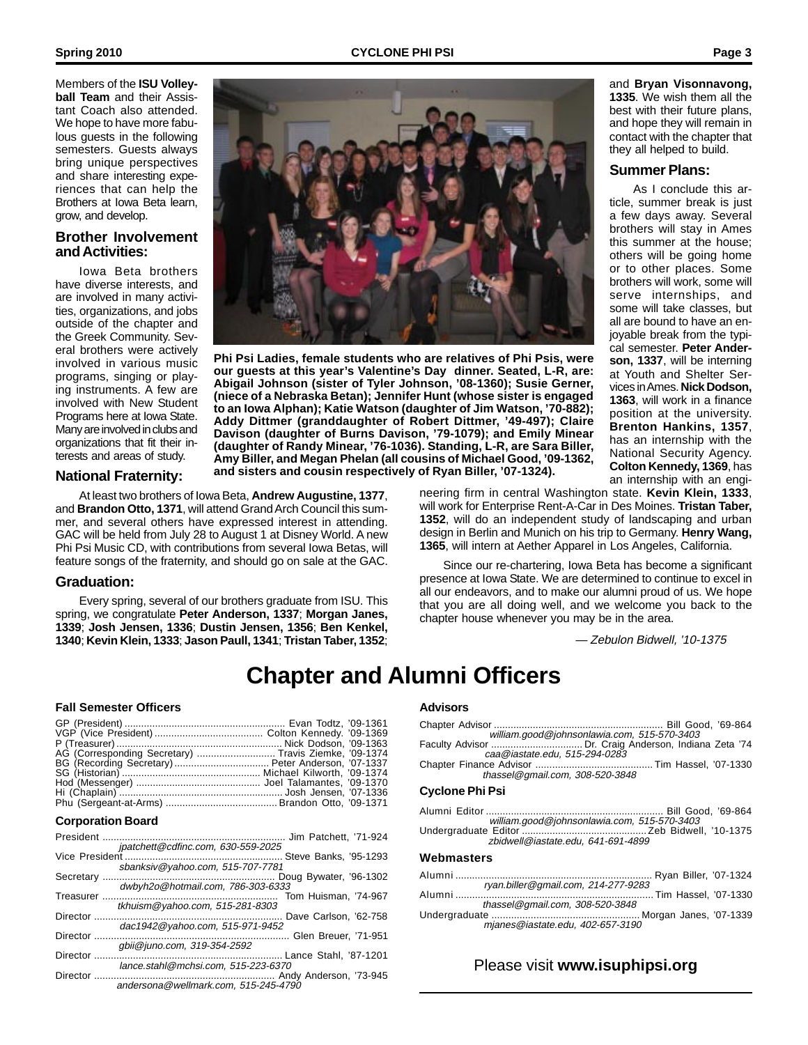Members of the **ISU Volleyball Team** and their Assistant Coach also attended. We hope to have more fabulous guests in the following semesters. Guests always bring unique perspectives and share interesting experiences that can help the Brothers at Iowa Beta learn, grow, and develop.

### Brother Involvement and Activities:

Iowa Beta brothers have diverse interests, and are involved in many activities, organizations, and jobs outside of the chapter and the Greek Community. Several brothers were actively involved in various music programs, singing or playing instruments. A few are involved with New Student Programs here at Iowa State. Many are involved in clubs and organizations that fit their interests and areas of study.

**Phi Psi Ladies, female students who are relatives of Phi Psis, were our guests at this year's Valentine's Day dinner. Seated, L-R, are: Abigail Johnson (sister of Tyler Johnson, '08-1360); Susie Gerner, (niece of a Nebraska Betan); Jennifer Hunt (whose sister is engaged to an Iowa Alphan); Katie Watson (daughter of Jim Watson, '70-882); Addy Dittmer (granddaughter of Robert Dittmer, '49-497); Claire Davison (daughter of Burns Davison, '79-1079); and Emily Minear (daughter of Randy Minear, '76-1036). Standing, L-R, are Sara Biller, Amy Biller, and Megan Phelan (all cousins of Michael Good, '09-1362, and sisters and cousin respectively of Ryan Biller, '07-1324).**

### National Fraternity:

At least two brothers of Iowa Beta, **Andrew Augustine, 1377**, and **Brandon Otto, 1371**, will attend Grand Arch Council this summer, and several others have expressed interest in attending. GAC will be held from July 28 to August 1 at Disney World. A new Phi Psi Music CD, with contributions from several Iowa Betas, will feature songs of the fraternity, and should go on sale at the GAC.

### Graduation:

Every spring, several of our brothers graduate from ISU. This spring, we congratulate **Peter Anderson, 1337**; **Morgan Janes, 1339**; **Josh Jensen, 1336**; **Dustin Jensen, 1356**; **Ben Kenkel, 1340**; **Kevin Klein, 1333**; **Jason Paull, 1341**; **Tristan Taber, 1352**; and **Bryan Visonnavong, 1335**. We wish them all the best with their future plans, and hope they will remain in contact with the chapter that they all helped to build.

### Summer Plans:

As I conclude this article, summer break is just a few days away. Several brothers will stay in Ames this summer at the house; others will be going home or to other places. Some brothers will work, some will serve internships, and some will take classes, but all are bound to have an enjoyable break from the typical semester. **Peter Anderson, 1337**, will be interning at Youth and Shelter Services in Ames. **Nick Dodson, 1363**, will work in a finance position at the university. **Brenton Hankins, 1357**, has an internship with the National Security Agency. **Colton Kennedy, 1369**, has an internship with an engineering firm in central Washington state. **Kevin Klein, 1333**, will work for Enterprise Rent-A-Car in Des Moines. **Tristan Taber, 1352**, will do an independent study of landscaping and urban design in Berlin and Munich on his trip to Germany. **Henry Wang, 1365**, will intern at Aether Apparel in Los Angeles, California.

Since our re-chartering, Iowa Beta has become a significant presence at Iowa State. We are determined to continue to excel in all our endeavors, and to make our alumni proud of us. We hope that you are all doing well, and we welcome you back to the chapter house whenever you may be in the area.

*— Zebulon Bidwell, '10-1375*

# Chapter and Alumni Officers

### Fall Semester Officers

GP (President) .......... Evan Todtz, '09-1361
VGP (Vice President) .......... Colton Kennedy. '09-1369
P (Treasurer) .......... Nick Dodson, '09-1363
AG (Corresponding Secretary) .......... Travis Ziemke, '09-1374
BG (Recording Secretary) .......... Peter Anderson, '07-1337
SG (Historian) .......... Michael Kilworth, '09-1374
Hod (Messenger) .......... Joel Talamantes, '09-1370
Hi (Chaplain) .......... Josh Jensen, '07-1336
Phu (Sergeant-at-Arms) .......... Brandon Otto, '09-1371

### Corporation Board

President .......... Jim Patchett, '71-924
*jpatchett@cdfinc.com, 630-559-2025*
Vice President .......... Steve Banks, '95-1293
*sbanksiv@yahoo.com, 515-707-7781*
Secretary .......... Doug Bywater, '96-1302
*dwbyh2o@hotmail.com, 786-303-6333*
Treasurer .......... Tom Huisman, '74-967
*tkhuism@yahoo.com, 515-281-8303*
Director .......... Dave Carlson, '62-758
*dac1942@yahoo.com, 515-971-9452*
Director .......... Glen Breuer, '71-951
*gbii@juno.com, 319-354-2592*
Director .......... Lance Stahl, '87-1201
*lance.stahl@mchsi.com, 515-223-6370*
Director .......... Andy Anderson, '73-945
*andersona@wellmark.com, 515-245-4790*

### Advisors

Chapter Advisor .......... Bill Good, '69-864
*william.good@johnsonlawia.com, 515-570-3403*
Faculty Advisor .......... Dr. Craig Anderson, Indiana Zeta '74
*caa@iastate.edu, 515-294-0283*
Chapter Finance Advisor .......... Tim Hassel, '07-1330
*thassel@gmail.com, 308-520-3848*

### Cyclone Phi Psi

Alumni Editor .......... Bill Good, '69-864
*william.good@johnsonlawia.com, 515-570-3403*
Undergraduate Editor .......... Zeb Bidwell, '10-1375
*zbidwell@iastate.edu, 641-691-4899*

### Webmasters

Alumni .......... Ryan Biller, '07-1324
*ryan.biller@gmail.com, 214-277-9283*
Alumni .......... Tim Hassel, '07-1330
*thassel@gmail.com, 308-520-3848*
Undergraduate .......... Morgan Janes, '07-1339
*mjanes@iastate.edu, 402-657-3190*

Please visit **www.isuphipsi.org**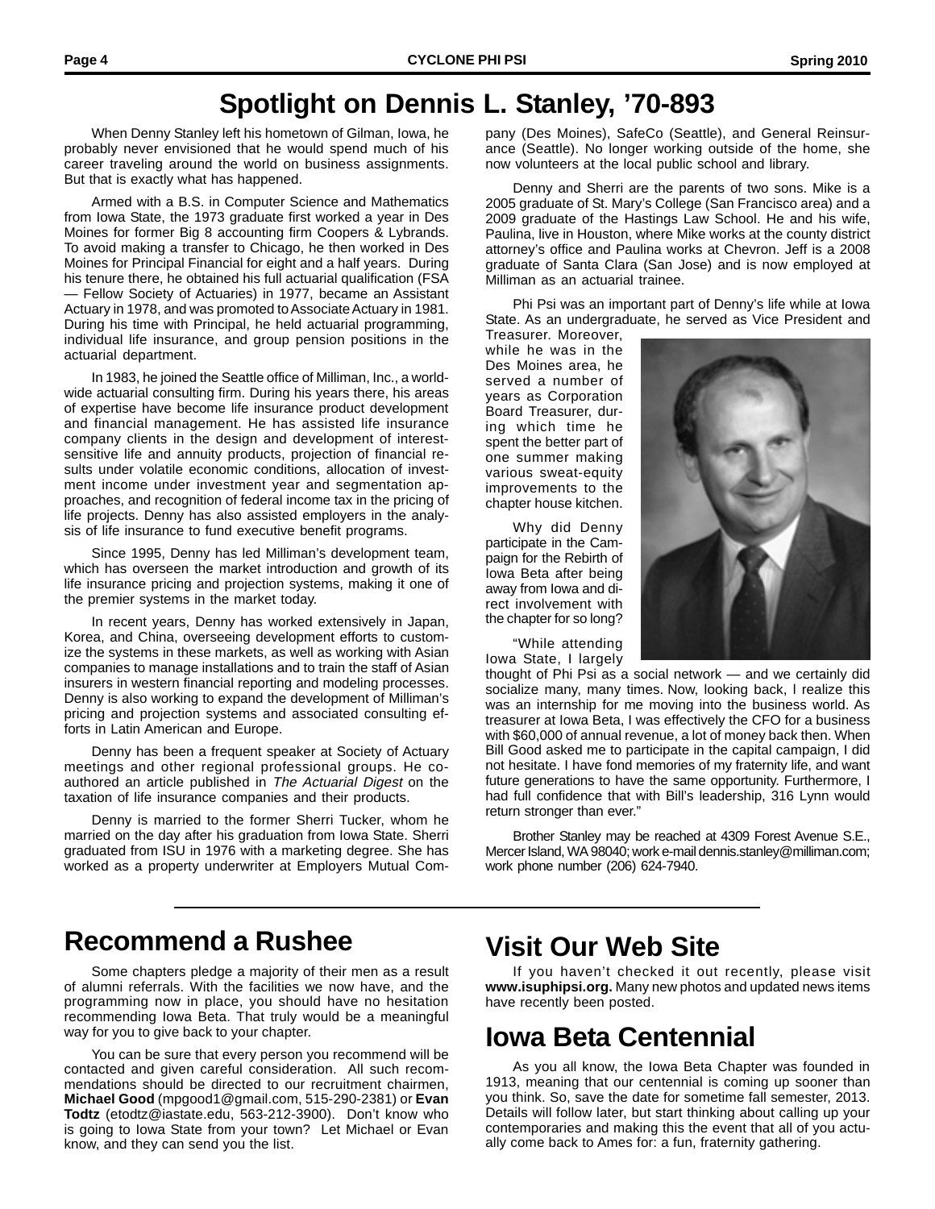# Spotlight on Dennis L. Stanley, '70-893

When Denny Stanley left his hometown of Gilman, Iowa, he probably never envisioned that he would spend much of his career traveling around the world on business assignments. But that is exactly what has happened.

Armed with a B.S. in Computer Science and Mathematics from Iowa State, the 1973 graduate first worked a year in Des Moines for former Big 8 accounting firm Coopers & Lybrands. To avoid making a transfer to Chicago, he then worked in Des Moines for Principal Financial for eight and a half years. During his tenure there, he obtained his full actuarial qualification (FSA — Fellow Society of Actuaries) in 1977, became an Assistant Actuary in 1978, and was promoted to Associate Actuary in 1981. During his time with Principal, he held actuarial programming, individual life insurance, and group pension positions in the actuarial department.

In 1983, he joined the Seattle office of Milliman, Inc., a worldwide actuarial consulting firm. During his years there, his areas of expertise have become life insurance product development and financial management. He has assisted life insurance company clients in the design and development of interest-sensitive life and annuity products, projection of financial results under volatile economic conditions, allocation of investment income under investment year and segmentation approaches, and recognition of federal income tax in the pricing of life projects. Denny has also assisted employers in the analysis of life insurance to fund executive benefit programs.

Since 1995, Denny has led Milliman's development team, which has overseen the market introduction and growth of its life insurance pricing and projection systems, making it one of the premier systems in the market today.

In recent years, Denny has worked extensively in Japan, Korea, and China, overseeing development efforts to customize the systems in these markets, as well as working with Asian companies to manage installations and to train the staff of Asian insurers in western financial reporting and modeling processes. Denny is also working to expand the development of Milliman's pricing and projection systems and associated consulting efforts in Latin American and Europe.

Denny has been a frequent speaker at Society of Actuary meetings and other regional professional groups. He co-authored an article published in *The Actuarial Digest* on the taxation of life insurance companies and their products.

Denny is married to the former Sherri Tucker, whom he married on the day after his graduation from Iowa State. Sherri graduated from ISU in 1976 with a marketing degree. She has worked as a property underwriter at Employers Mutual Company (Des Moines), SafeCo (Seattle), and General Reinsurance (Seattle). No longer working outside of the home, she now volunteers at the local public school and library.

Denny and Sherri are the parents of two sons. Mike is a 2005 graduate of St. Mary's College (San Francisco area) and a 2009 graduate of the Hastings Law School. He and his wife, Paulina, live in Houston, where Mike works at the county district attorney's office and Paulina works at Chevron. Jeff is a 2008 graduate of Santa Clara (San Jose) and is now employed at Milliman as an actuarial trainee.

Phi Psi was an important part of Denny's life while at Iowa State. As an undergraduate, he served as Vice President and Treasurer. Moreover, while he was in the Des Moines area, he served a number of years as Corporation Board Treasurer, during which time he spent the better part of one summer making various sweat-equity improvements to the chapter house kitchen.

Why did Denny participate in the Campaign for the Rebirth of Iowa Beta after being away from Iowa and direct involvement with the chapter for so long?

"While attending Iowa State, I largely thought of Phi Psi as a social network — and we certainly did socialize many, many times. Now, looking back, I realize this was an internship for me moving into the business world. As treasurer at Iowa Beta, I was effectively the CFO for a business with $60,000 of annual revenue, a lot of money back then. When Bill Good asked me to participate in the capital campaign, I did not hesitate. I have fond memories of my fraternity life, and want future generations to have the same opportunity. Furthermore, I had full confidence that with Bill's leadership, 316 Lynn would return stronger than ever."

Brother Stanley may be reached at 4309 Forest Avenue S.E., Mercer Island, WA 98040; work e-mail dennis.stanley@milliman.com; work phone number (206) 624-7940.

## Recommend a Rushee

Some chapters pledge a majority of their men as a result of alumni referrals. With the facilities we now have, and the programming now in place, you should have no hesitation recommending Iowa Beta. That truly would be a meaningful way for you to give back to your chapter.

You can be sure that every person you recommend will be contacted and given careful consideration. All such recommendations should be directed to our recruitment chairmen, **Michael Good** (mpgood1@gmail.com, 515-290-2381) or **Evan Todtz** (etodtz@iastate.edu, 563-212-3900). Don't know who is going to Iowa State from your town? Let Michael or Evan know, and they can send you the list.

## Visit Our Web Site

If you haven't checked it out recently, please visit **www.isuphipsi.org.** Many new photos and updated news items have recently been posted.

## Iowa Beta Centennial

As you all know, the Iowa Beta Chapter was founded in 1913, meaning that our centennial is coming up sooner than you think. So, save the date for sometime fall semester, 2013. Details will follow later, but start thinking about calling up your contemporaries and making this the event that all of you actually come back to Ames for: a fun, fraternity gathering.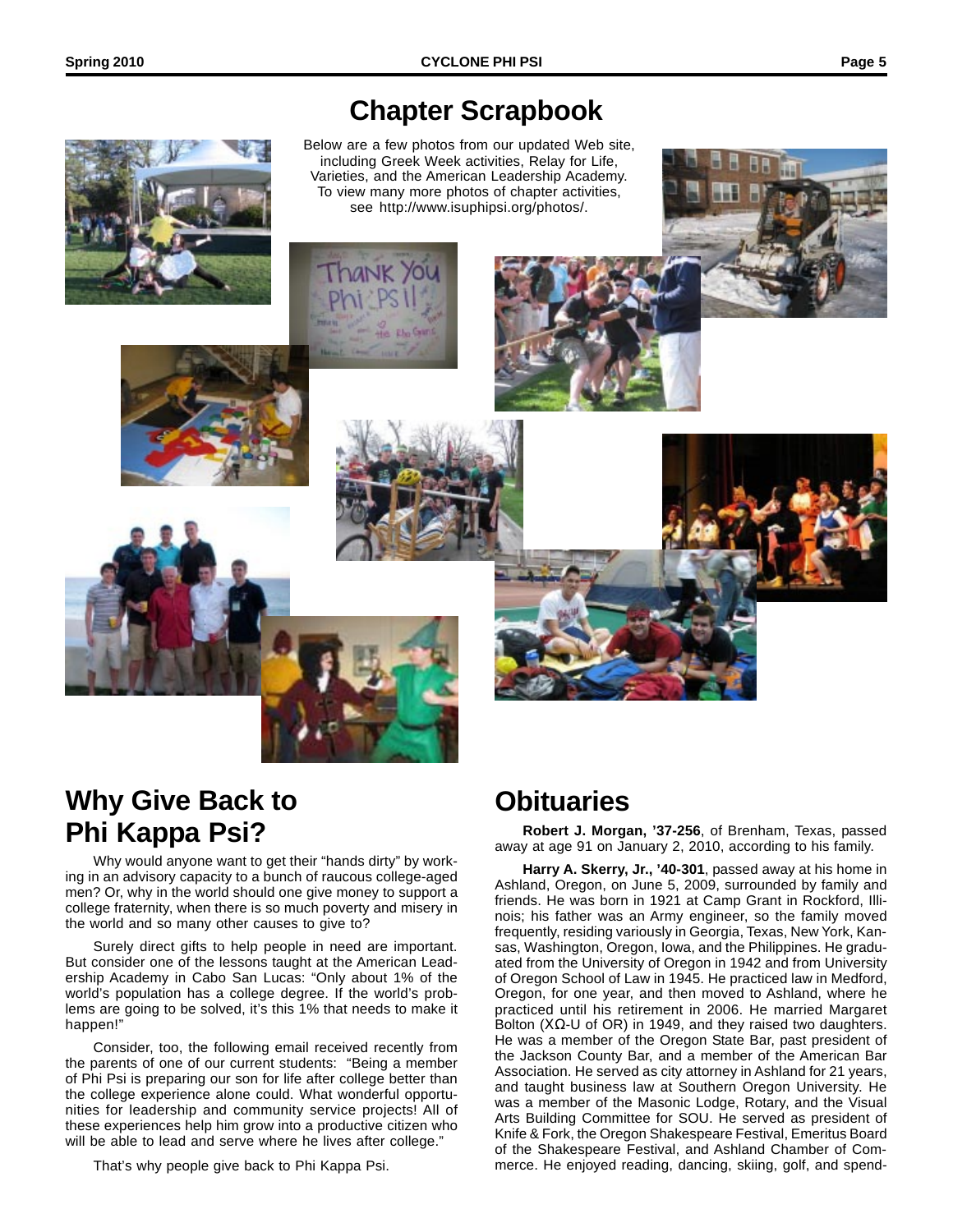# Chapter Scrapbook

Below are a few photos from our updated Web site, including Greek Week activities, Relay for Life, Varieties, and the American Leadership Academy. To view many more photos of chapter activities, see http://www.isuphipsi.org/photos/.

## Why Give Back to Phi Kappa Psi?

Why would anyone want to get their "hands dirty" by working in an advisory capacity to a bunch of raucous college-aged men? Or, why in the world should one give money to support a college fraternity, when there is so much poverty and misery in the world and so many other causes to give to?

Surely direct gifts to help people in need are important. But consider one of the lessons taught at the American Leadership Academy in Cabo San Lucas: "Only about 1% of the world's population has a college degree. If the world's problems are going to be solved, it's this 1% that needs to make it happen!"

Consider, too, the following email received recently from the parents of one of our current students: "Being a member of Phi Psi is preparing our son for life after college better than the college experience alone could. What wonderful opportunities for leadership and community service projects! All of these experiences help him grow into a productive citizen who will be able to lead and serve where he lives after college."

That's why people give back to Phi Kappa Psi.

## Obituaries

**Robert J. Morgan, '37-256**, of Brenham, Texas, passed away at age 91 on January 2, 2010, according to his family.

**Harry A. Skerry, Jr., '40-301**, passed away at his home in Ashland, Oregon, on June 5, 2009, surrounded by family and friends. He was born in 1921 at Camp Grant in Rockford, Illinois; his father was an Army engineer, so the family moved frequently, residing variously in Georgia, Texas, New York, Kansas, Washington, Oregon, Iowa, and the Philippines. He graduated from the University of Oregon in 1942 and from University of Oregon School of Law in 1945. He practiced law in Medford, Oregon, for one year, and then moved to Ashland, where he practiced until his retirement in 2006. He married Margaret Bolton (XΩ-U of OR) in 1949, and they raised two daughters. He was a member of the Oregon State Bar, past president of the Jackson County Bar, and a member of the American Bar Association. He served as city attorney in Ashland for 21 years, and taught business law at Southern Oregon University. He was a member of the Masonic Lodge, Rotary, and the Visual Arts Building Committee for SOU. He served as president of Knife & Fork, the Oregon Shakespeare Festival, Emeritus Board of the Shakespeare Festival, and Ashland Chamber of Commerce. He enjoyed reading, dancing, skiing, golf, and spend-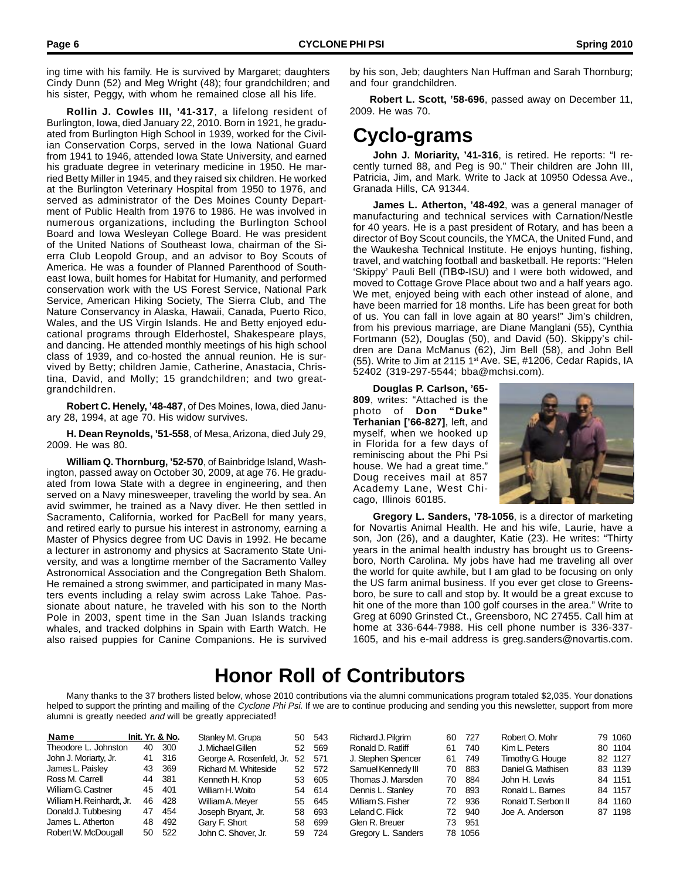ing time with his family. He is survived by Margaret; daughters Cindy Dunn (52) and Meg Wright (48); four grandchildren; and his sister, Peggy, with whom he remained close all his life.

**Rollin J. Cowles III, '41-317**, a lifelong resident of Burlington, Iowa, died January 22, 2010. Born in 1921, he graduated from Burlington High School in 1939, worked for the Civilian Conservation Corps, served in the Iowa National Guard from 1941 to 1946, attended Iowa State University, and earned his graduate degree in veterinary medicine in 1950. He married Betty Miller in 1945, and they raised six children. He worked at the Burlington Veterinary Hospital from 1950 to 1976, and served as administrator of the Des Moines County Department of Public Health from 1976 to 1986. He was involved in numerous organizations, including the Burlington School Board and Iowa Wesleyan College Board. He was president of the United Nations of Southeast Iowa, chairman of the Sierra Club Leopold Group, and an advisor to Boy Scouts of America. He was a founder of Planned Parenthood of Southeast Iowa, built homes for Habitat for Humanity, and performed conservation work with the US Forest Service, National Park Service, American Hiking Society, The Sierra Club, and The Nature Conservancy in Alaska, Hawaii, Canada, Puerto Rico, Wales, and the US Virgin Islands. He and Betty enjoyed educational programs through Elderhostel, Shakespeare plays, and dancing. He attended monthly meetings of his high school class of 1939, and co-hosted the annual reunion. He is survived by Betty; children Jamie, Catherine, Anastacia, Christina, David, and Molly; 15 grandchildren; and two great-grandchildren.

**Robert C. Henely, '48-487**, of Des Moines, Iowa, died January 28, 1994, at age 70. His widow survives.

**H. Dean Reynolds, '51-558**, of Mesa, Arizona, died July 29, 2009. He was 80.

**William Q. Thornburg, '52-570**, of Bainbridge Island, Washington, passed away on October 30, 2009, at age 76. He graduated from Iowa State with a degree in engineering, and then served on a Navy minesweeper, traveling the world by sea. An avid swimmer, he trained as a Navy diver. He then settled in Sacramento, California, worked for PacBell for many years, and retired early to pursue his interest in astronomy, earning a Master of Physics degree from UC Davis in 1992. He became a lecturer in astronomy and physics at Sacramento State University, and was a longtime member of the Sacramento Valley Astronomical Association and the Congregation Beth Shalom. He remained a strong swimmer, and participated in many Masters events including a relay swim across Lake Tahoe. Passionate about nature, he traveled with his son to the North Pole in 2003, spent time in the San Juan Islands tracking whales, and tracked dolphins in Spain with Earth Watch. He also raised puppies for Canine Companions. He is survived by his son, Jeb; daughters Nan Huffman and Sarah Thornburg; and four grandchildren.

**Robert L. Scott, '58-696**, passed away on December 11, 2009. He was 70.

# Cyclo-grams

**John J. Moriarity, '41-316**, is retired. He reports: "I recently turned 88, and Peg is 90." Their children are John III, Patricia, Jim, and Mark. Write to Jack at 10950 Odessa Ave., Granada Hills, CA 91344.

**James L. Atherton, '48-492**, was a general manager of manufacturing and technical services with Carnation/Nestle for 40 years. He is a past president of Rotary, and has been a director of Boy Scout councils, the YMCA, the United Fund, and the Waukesha Technical Institute. He enjoys hunting, fishing, travel, and watching football and basketball. He reports: "Helen 'Skippy' Pauli Bell (ΠΒΦ-ISU) and I were both widowed, and moved to Cottage Grove Place about two and a half years ago. We met, enjoyed being with each other instead of alone, and have been married for 18 months. Life has been great for both of us. You can fall in love again at 80 years!" Jim's children, from his previous marriage, are Diane Manglani (55), Cynthia Fortmann (52), Douglas (50), and David (50). Skippy's children are Dana McManus (62), Jim Bell (58), and John Bell (55). Write to Jim at 2115 1st Ave. SE, #1206, Cedar Rapids, IA 52402 (319-297-5544; bba@mchsi.com).

**Douglas P. Carlson, '65-809**, writes: "Attached is the photo of **Don "Duke" Terhanian ['66-827]**, left, and myself, when we hooked up in Florida for a few days of reminiscing about the Phi Psi house. We had a great time." Doug receives mail at 857 Academy Lane, West Chicago, Illinois 60185.

**Gregory L. Sanders, '78-1056**, is a director of marketing for Novartis Animal Health. He and his wife, Laurie, have a son, Jon (26), and a daughter, Katie (23). He writes: "Thirty years in the animal health industry has brought us to Greensboro, North Carolina. My jobs have had me traveling all over the world for quite awhile, but I am glad to be focusing on only the US farm animal business. If you ever get close to Greensboro, be sure to call and stop by. It would be a great excuse to hit one of the more than 100 golf courses in the area." Write to Greg at 6090 Grinsted Ct., Greensboro, NC 27455. Call him at home at 336-644-7988. His cell phone number is 336-337-1605, and his e-mail address is greg.sanders@novartis.com.

# Honor Roll of Contributors

Many thanks to the 37 brothers listed below, whose 2010 contributions via the alumni communications program totaled $2,035. Your donations helped to support the printing and mailing of the *Cyclone Phi Psi*. If we are to continue producing and sending you this newsletter, support from more alumni is greatly needed *and* will be greatly appreciated!

| Name | Init. Yr. | No. |
|---|---|---|
| Theodore L. Johnston | 40 | 300 |
| John J. Moriarty, Jr. | 41 | 316 |
| James L. Paisley | 43 | 369 |
| Ross M. Carrell | 44 | 381 |
| William G. Castner | 45 | 401 |
| William H. Reinhardt, Jr. | 46 | 428 |
| Donald J. Tubbesing | 47 | 454 |
| James L. Atherton | 48 | 492 |
| Robert W. McDougall | 50 | 522 |
| Stanley M. Grupa | 50 | 543 |
| J. Michael Gillen | 52 | 569 |
| George A. Rosenfeld, Jr. | 52 | 571 |
| Richard M. Whiteside | 52 | 572 |
| Kenneth H. Knop | 53 | 605 |
| William H. Woito | 54 | 614 |
| William A. Meyer | 55 | 645 |
| Joseph Bryant, Jr. | 58 | 693 |
| Gary F. Short | 58 | 699 |
| John C. Shover, Jr. | 59 | 724 |
| Richard J. Pilgrim | 60 | 727 |
| Ronald D. Ratliff | 61 | 740 |
| J. Stephen Spencer | 61 | 749 |
| Samuel Kennedy III | 70 | 883 |
| Thomas J. Marsden | 70 | 884 |
| Dennis L. Stanley | 70 | 893 |
| William S. Fisher | 72 | 936 |
| Leland C. Flick | 72 | 940 |
| Glen R. Breuer | 73 | 951 |
| Gregory L. Sanders | 78 | 1056 |
| Robert O. Mohr | 79 | 1060 |
| Kim L. Peters | 80 | 1104 |
| Timothy G. Houge | 82 | 1127 |
| Daniel G. Mathisen | 83 | 1139 |
| John H. Lewis | 84 | 1151 |
| Ronald L. Barnes | 84 | 1157 |
| Ronald T. Serbon II | 84 | 1160 |
| Joe A. Anderson | 87 | 1198 |